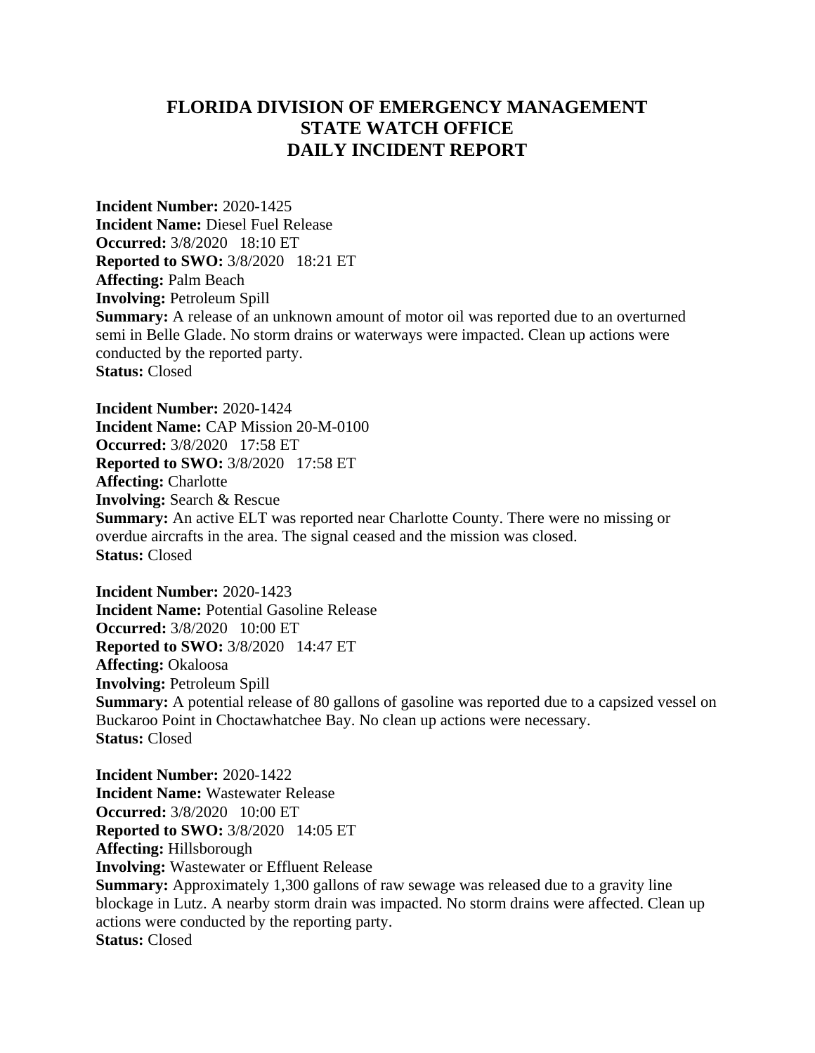# FLORIDA DIVISION OF EMERGENCY MANAGEMENT
# STATE WATCH OFFICE
# DAILY INCIDENT REPORT

**Incident Number:** 2020-1425
**Incident Name:** Diesel Fuel Release
**Occurred:** 3/8/2020 18:10 ET
**Reported to SWO:** 3/8/2020 18:21 ET
**Affecting:** Palm Beach
**Involving:** Petroleum Spill
**Summary:** A release of an unknown amount of motor oil was reported due to an overturned semi in Belle Glade. No storm drains or waterways were impacted. Clean up actions were conducted by the reported party.
**Status:** Closed

**Incident Number:** 2020-1424
**Incident Name:** CAP Mission 20-M-0100
**Occurred:** 3/8/2020 17:58 ET
**Reported to SWO:** 3/8/2020 17:58 ET
**Affecting:** Charlotte
**Involving:** Search & Rescue
**Summary:** An active ELT was reported near Charlotte County. There were no missing or overdue aircrafts in the area. The signal ceased and the mission was closed.
**Status:** Closed

**Incident Number:** 2020-1423
**Incident Name:** Potential Gasoline Release
**Occurred:** 3/8/2020 10:00 ET
**Reported to SWO:** 3/8/2020 14:47 ET
**Affecting:** Okaloosa
**Involving:** Petroleum Spill
**Summary:** A potential release of 80 gallons of gasoline was reported due to a capsized vessel on Buckaroo Point in Choctawhatchee Bay. No clean up actions were necessary.
**Status:** Closed

**Incident Number:** 2020-1422
**Incident Name:** Wastewater Release
**Occurred:** 3/8/2020 10:00 ET
**Reported to SWO:** 3/8/2020 14:05 ET
**Affecting:** Hillsborough
**Involving:** Wastewater or Effluent Release
**Summary:** Approximately 1,300 gallons of raw sewage was released due to a gravity line blockage in Lutz. A nearby storm drain was impacted. No storm drains were affected. Clean up actions were conducted by the reporting party.
**Status:** Closed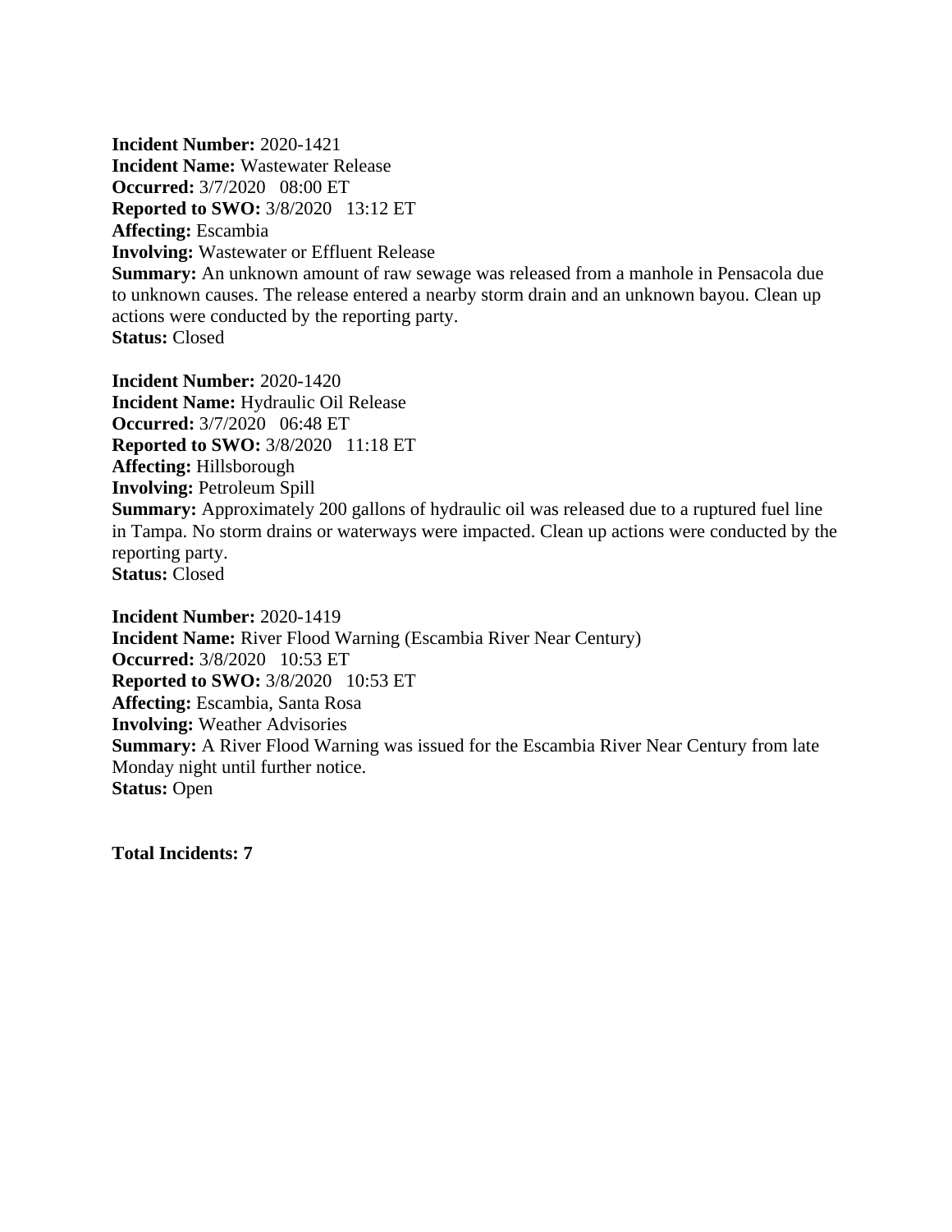**Incident Number:** 2020-1421
**Incident Name:** Wastewater Release
**Occurred:** 3/7/2020 08:00 ET
**Reported to SWO:** 3/8/2020 13:12 ET
**Affecting:** Escambia
**Involving:** Wastewater or Effluent Release
**Summary:** An unknown amount of raw sewage was released from a manhole in Pensacola due to unknown causes. The release entered a nearby storm drain and an unknown bayou. Clean up actions were conducted by the reporting party.
**Status:** Closed

**Incident Number:** 2020-1420
**Incident Name:** Hydraulic Oil Release
**Occurred:** 3/7/2020 06:48 ET
**Reported to SWO:** 3/8/2020 11:18 ET
**Affecting:** Hillsborough
**Involving:** Petroleum Spill
**Summary:** Approximately 200 gallons of hydraulic oil was released due to a ruptured fuel line in Tampa. No storm drains or waterways were impacted. Clean up actions were conducted by the reporting party.
**Status:** Closed

**Incident Number:** 2020-1419
**Incident Name:** River Flood Warning (Escambia River Near Century)
**Occurred:** 3/8/2020 10:53 ET
**Reported to SWO:** 3/8/2020 10:53 ET
**Affecting:** Escambia, Santa Rosa
**Involving:** Weather Advisories
**Summary:** A River Flood Warning was issued for the Escambia River Near Century from late Monday night until further notice.
**Status:** Open

**Total Incidents: 7**